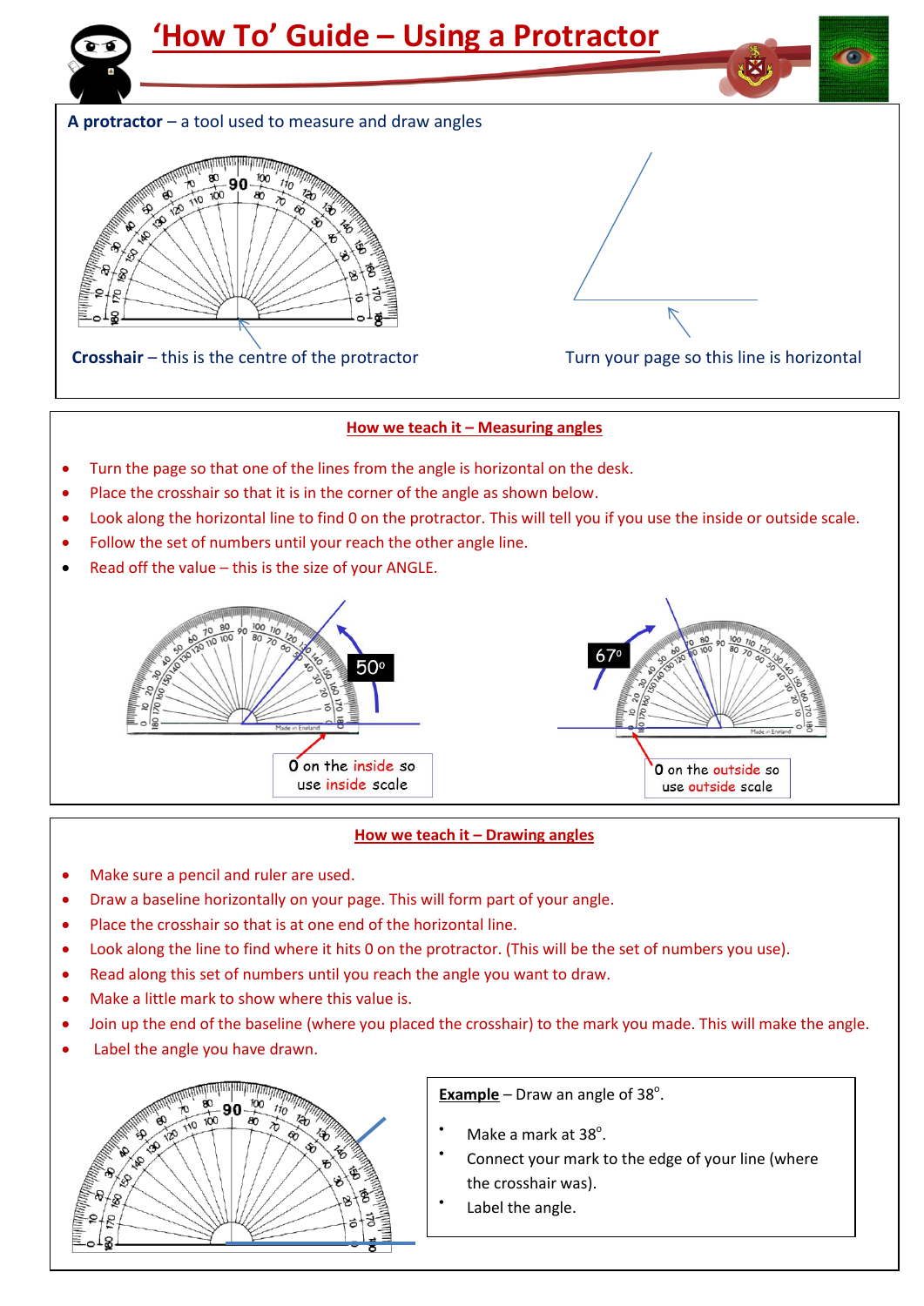# 'How To' Guide – Using a Protractor

**A protractor** – a tool used to measure and draw angles

**Crosshair** – this is the centre of the protractor

Turn your page so this line is horizontal

## How we teach it – Measuring angles

- Turn the page so that one of the lines from the angle is horizontal on the desk.
- Place the crosshair so that it is in the corner of the angle as shown below.
- Look along the horizontal line to find 0 on the protractor. This will tell you if you use the inside or outside scale.
- Follow the set of numbers until your reach the other angle line.
- Read off the value – this is the size of your ANGLE.

50°

0 on the inside so use inside scale

67°

0 on the outside so use outside scale

## How we teach it – Drawing angles

- Make sure a pencil and ruler are used.
- Draw a baseline horizontally on your page. This will form part of your angle.
- Place the crosshair so that is at one end of the horizontal line.
- Look along the line to find where it hits 0 on the protractor. (This will be the set of numbers you use).
- Read along this set of numbers until you reach the angle you want to draw.
- Make a little mark to show where this value is.
- Join up the end of the baseline (where you placed the crosshair) to the mark you made. This will make the angle.
- Label the angle you have drawn.

**Example** – Draw an angle of 38°.

- Make a mark at 38°.
- Connect your mark to the edge of your line (where the crosshair was).
- Label the angle.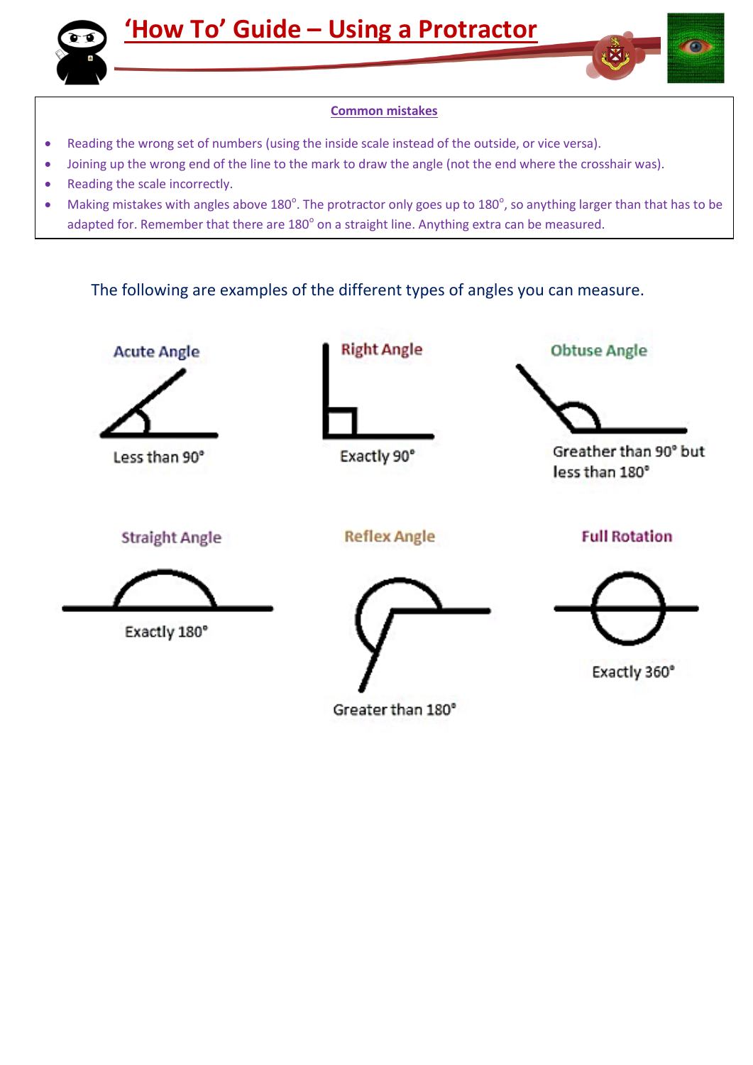# ‘How To’ Guide – Using a Protractor

**Common mistakes**

- Reading the wrong set of numbers (using the inside scale instead of the outside, or vice versa).
- Joining up the wrong end of the line to the mark to draw the angle (not the end where the crosshair was).
- Reading the scale incorrectly.
- Making mistakes with angles above 180°. The protractor only goes up to 180°, so anything larger than that has to be adapted for. Remember that there are 180° on a straight line. Anything extra can be measured.

The following are examples of the different types of angles you can measure.

Acute Angle

Less than 90°

Right Angle

Exactly 90°

Obtuse Angle

Greather than 90° but less than 180°

Straight Angle

Exactly 180°

Reflex Angle

Greater than 180°

Full Rotation

Exactly 360°